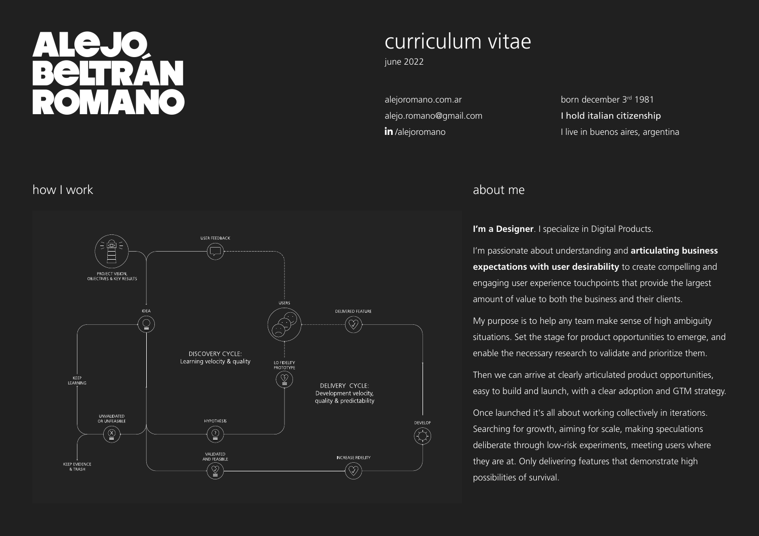# ALEJO BELTRÁN ROMANO

## curriculum vitae

june 2022

alejoromano.com.ar
alejo.romano@gmail.com
in /alejoromano

born december 3rd 1981
I hold italian citizenship
I live in buenos aires, argentina

## how I work

PROJECT VISION, OBJECTIVES & KEY RESULTS

USER FEEDBACK

USERS

IDEA

DELIVERED FEATURE

DISCOVERY CYCLE:
Learning velocity & quality

LO FIDELITY PROTOTYPE

KEEP LEARNING

DELIVERY CYCLE:
Development velocity, quality & predictability

UNVALIDATED OR UNFEASIBLE

HYPOTHESIS

DEVELOP

KEEP EVIDENCE & TRASH

VALIDATED AND FEASIBLE

INCREASE FIDELITY

## about me

**I'm a Designer**. I specialize in Digital Products.

I'm passionate about understanding and **articulating business expectations with user desirability** to create compelling and engaging user experience touchpoints that provide the largest amount of value to both the business and their clients.

My purpose is to help any team make sense of high ambiguity situations. Set the stage for product opportunities to emerge, and enable the necessary research to validate and prioritize them.

Then we can arrive at clearly articulated product opportunities, easy to build and launch, with a clear adoption and GTM strategy.

Once launched it's all about working collectively in iterations. Searching for growth, aiming for scale, making speculations deliberate through low-risk experiments, meeting users where they are at. Only delivering features that demonstrate high possibilities of survival.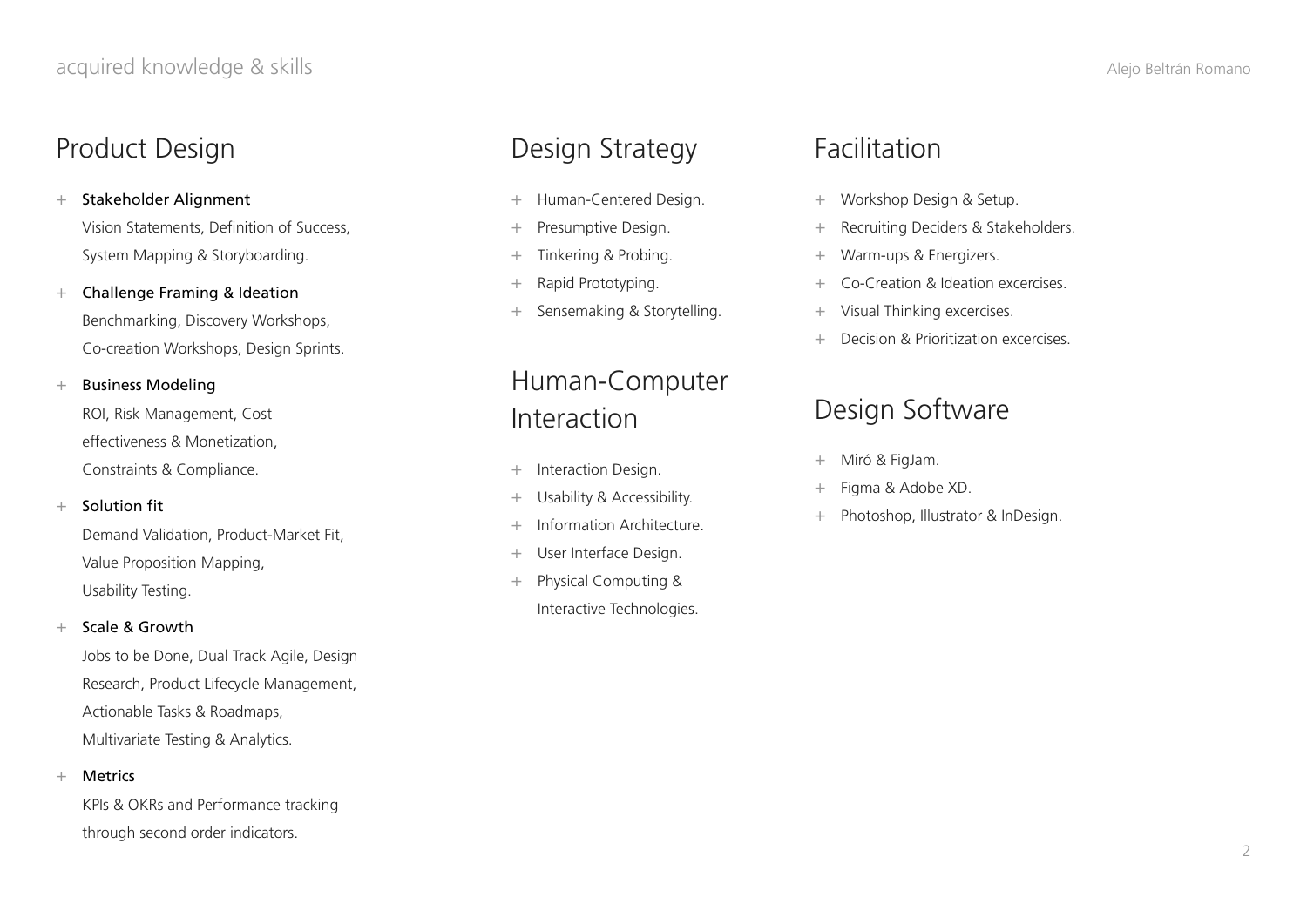# acquired knowledge & skills

## Product Design

- **Stakeholder Alignment**
  Vision Statements, Definition of Success, System Mapping & Storyboarding.
- **Challenge Framing & Ideation**
  Benchmarking, Discovery Workshops, Co-creation Workshops, Design Sprints.
- **Business Modeling**
  ROI, Risk Management, Cost effectiveness & Monetization, Constraints & Compliance.
- **Solution fit**
  Demand Validation, Product-Market Fit, Value Proposition Mapping, Usability Testing.
- **Scale & Growth**
  Jobs to be Done, Dual Track Agile, Design Research, Product Lifecycle Management, Actionable Tasks & Roadmaps, Multivariate Testing & Analytics.
- **Metrics**
  KPIs & OKRs and Performance tracking through second order indicators.

## Design Strategy

- Human-Centered Design.
- Presumptive Design.
- Tinkering & Probing.
- Rapid Prototyping.
- Sensemaking & Storytelling.

## Human-Computer Interaction

- Interaction Design.
- Usability & Accessibility.
- Information Architecture.
- User Interface Design.
- Physical Computing & Interactive Technologies.

## Facilitation

- Workshop Design & Setup.
- Recruiting Deciders & Stakeholders.
- Warm-ups & Energizers.
- Co-Creation & Ideation excercises.
- Visual Thinking excercises.
- Decision & Prioritization excercises.

## Design Software

- Miró & FigJam.
- Figma & Adobe XD.
- Photoshop, Illustrator & InDesign.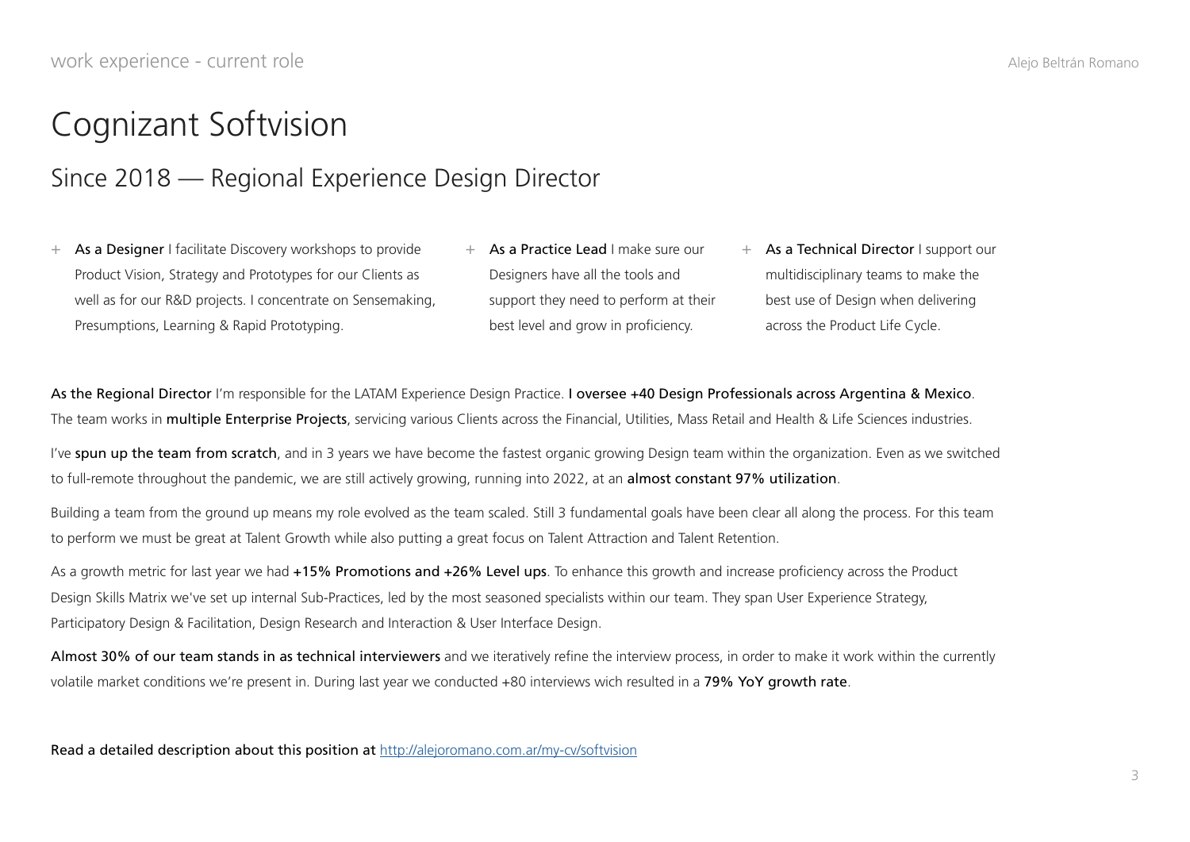# Cognizant Softvision

## Since 2018 — Regional Experience Design Director

- **As a Designer** I facilitate Discovery workshops to provide Product Vision, Strategy and Prototypes for our Clients as well as for our R&D projects. I concentrate on Sensemaking, Presumptions, Learning & Rapid Prototyping.
- **As a Practice Lead** I make sure our Designers have all the tools and support they need to perform at their best level and grow in proficiency.
- **As a Technical Director** I support our multidisciplinary teams to make the best use of Design when delivering across the Product Life Cycle.

**As the Regional Director** I'm responsible for the LATAM Experience Design Practice. **I oversee +40 Design Professionals across Argentina & Mexico**. The team works in **multiple Enterprise Projects**, servicing various Clients across the Financial, Utilities, Mass Retail and Health & Life Sciences industries.

I've **spun up the team from scratch**, and in 3 years we have become the fastest organic growing Design team within the organization. Even as we switched to full-remote throughout the pandemic, we are still actively growing, running into 2022, at an **almost constant 97% utilization**.

Building a team from the ground up means my role evolved as the team scaled. Still 3 fundamental goals have been clear all along the process. For this team to perform we must be great at Talent Growth while also putting a great focus on Talent Attraction and Talent Retention.

As a growth metric for last year we had **+15% Promotions and +26% Level ups**. To enhance this growth and increase proficiency across the Product Design Skills Matrix we've set up internal Sub-Practices, led by the most seasoned specialists within our team. They span User Experience Strategy, Participatory Design & Facilitation, Design Research and Interaction & User Interface Design.

**Almost 30% of our team stands in as technical interviewers** and we iteratively refine the interview process, in order to make it work within the currently volatile market conditions we're present in. During last year we conducted +80 interviews wich resulted in a **79% YoY growth rate**.

**Read a detailed description about this position at** [http://alejoromano.com.ar/my-cv/softvision](http://alejoromano.com.ar/my-cv/softvision)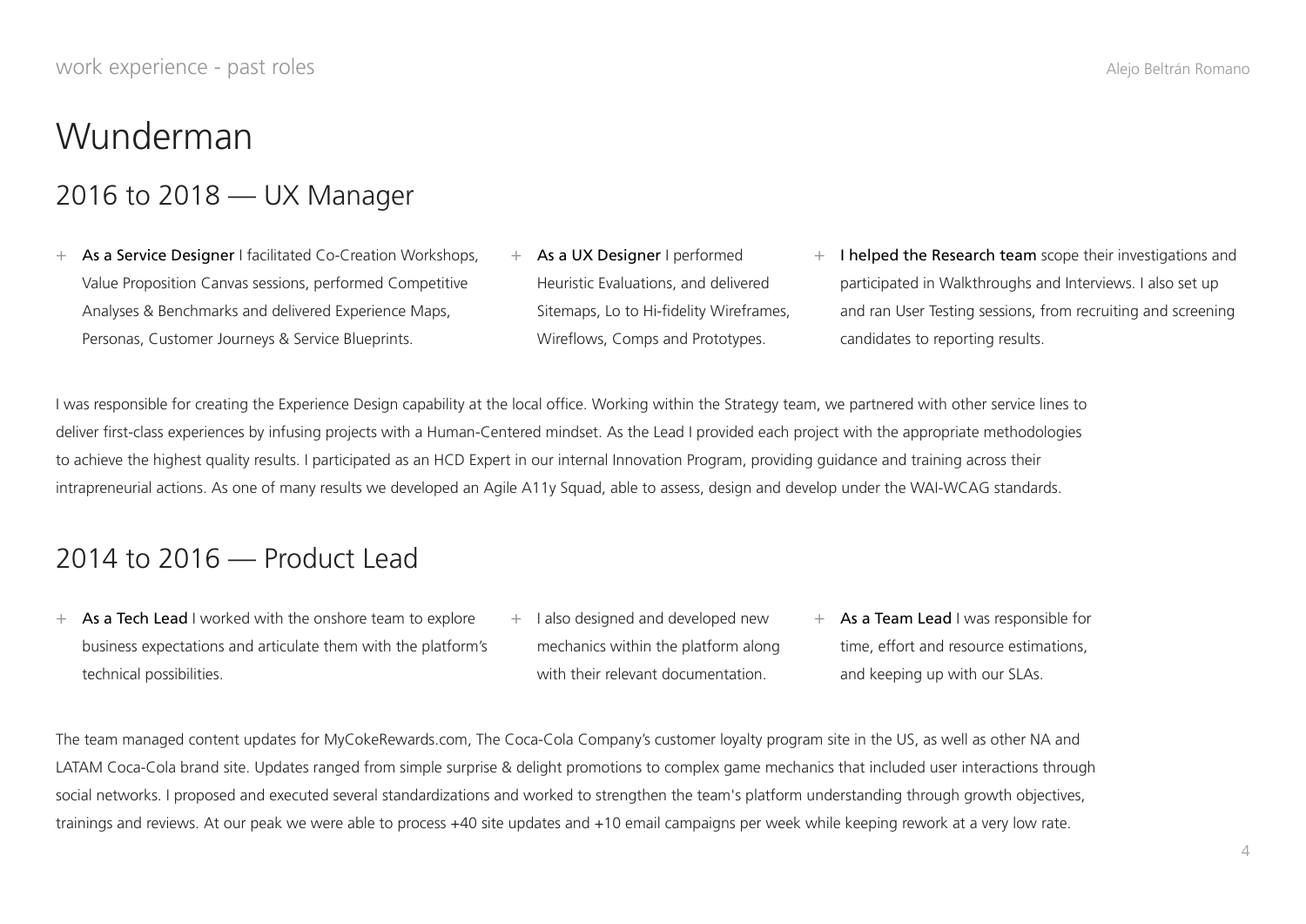# Wunderman

## 2016 to 2018 — UX Manager

- **As a Service Designer** I facilitated Co-Creation Workshops, Value Proposition Canvas sessions, performed Competitive Analyses & Benchmarks and delivered Experience Maps, Personas, Customer Journeys & Service Blueprints.
- **As a UX Designer** I performed Heuristic Evaluations, and delivered Sitemaps, Lo to Hi-fidelity Wireframes, Wireflows, Comps and Prototypes.
- **I helped the Research team** scope their investigations and participated in Walkthroughs and Interviews. I also set up and ran User Testing sessions, from recruiting and screening candidates to reporting results.

I was responsible for creating the Experience Design capability at the local office. Working within the Strategy team, we partnered with other service lines to deliver first-class experiences by infusing projects with a Human-Centered mindset. As the Lead I provided each project with the appropriate methodologies to achieve the highest quality results. I participated as an HCD Expert in our internal Innovation Program, providing guidance and training across their intrapreneurial actions. As one of many results we developed an Agile A11y Squad, able to assess, design and develop under the WAI-WCAG standards.

## 2014 to 2016 — Product Lead

- **As a Tech Lead** I worked with the onshore team to explore business expectations and articulate them with the platform's technical possibilities.
- I also designed and developed new mechanics within the platform along with their relevant documentation.
- **As a Team Lead** I was responsible for time, effort and resource estimations, and keeping up with our SLAs.

The team managed content updates for MyCokeRewards.com, The Coca-Cola Company's customer loyalty program site in the US, as well as other NA and LATAM Coca-Cola brand site. Updates ranged from simple surprise & delight promotions to complex game mechanics that included user interactions through social networks. I proposed and executed several standardizations and worked to strengthen the team's platform understanding through growth objectives, trainings and reviews. At our peak we were able to process +40 site updates and +10 email campaigns per week while keeping rework at a very low rate.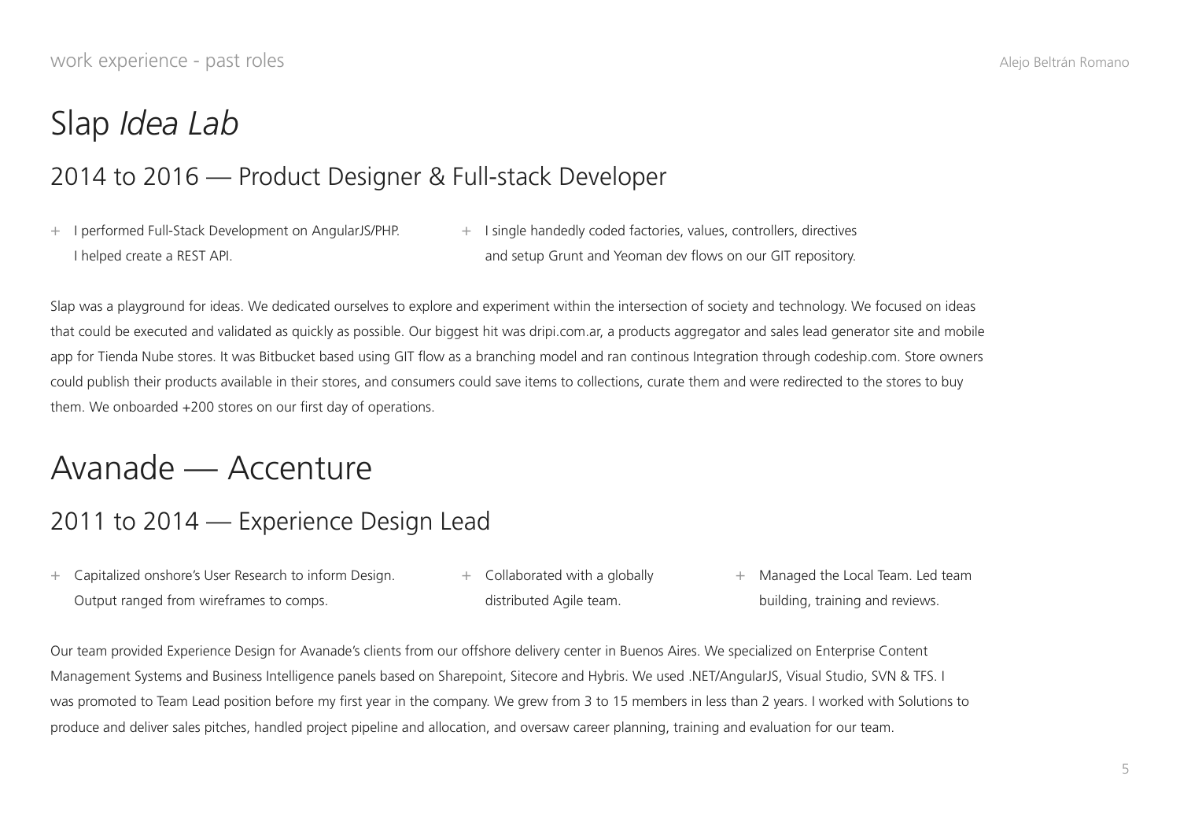# Slap *Idea Lab*

## 2014 to 2016 — Product Designer & Full-stack Developer

- I performed Full-Stack Development on AngularJS/PHP. I helped create a REST API.
- I single handedly coded factories, values, controllers, directives and setup Grunt and Yeoman dev flows on our GIT repository.

Slap was a playground for ideas. We dedicated ourselves to explore and experiment within the intersection of society and technology. We focused on ideas that could be executed and validated as quickly as possible. Our biggest hit was dripi.com.ar, a products aggregator and sales lead generator site and mobile app for Tienda Nube stores. It was Bitbucket based using GIT flow as a branching model and ran continous Integration through codeship.com. Store owners could publish their products available in their stores, and consumers could save items to collections, curate them and were redirected to the stores to buy them. We onboarded +200 stores on our first day of operations.

# Avanade — Accenture

## 2011 to 2014 — Experience Design Lead

- Capitalized onshore's User Research to inform Design. Output ranged from wireframes to comps.
- Collaborated with a globally distributed Agile team.
- Managed the Local Team. Led team building, training and reviews.

Our team provided Experience Design for Avanade's clients from our offshore delivery center in Buenos Aires. We specialized on Enterprise Content Management Systems and Business Intelligence panels based on Sharepoint, Sitecore and Hybris. We used .NET/AngularJS, Visual Studio, SVN & TFS. I was promoted to Team Lead position before my first year in the company. We grew from 3 to 15 members in less than 2 years. I worked with Solutions to produce and deliver sales pitches, handled project pipeline and allocation, and oversaw career planning, training and evaluation for our team.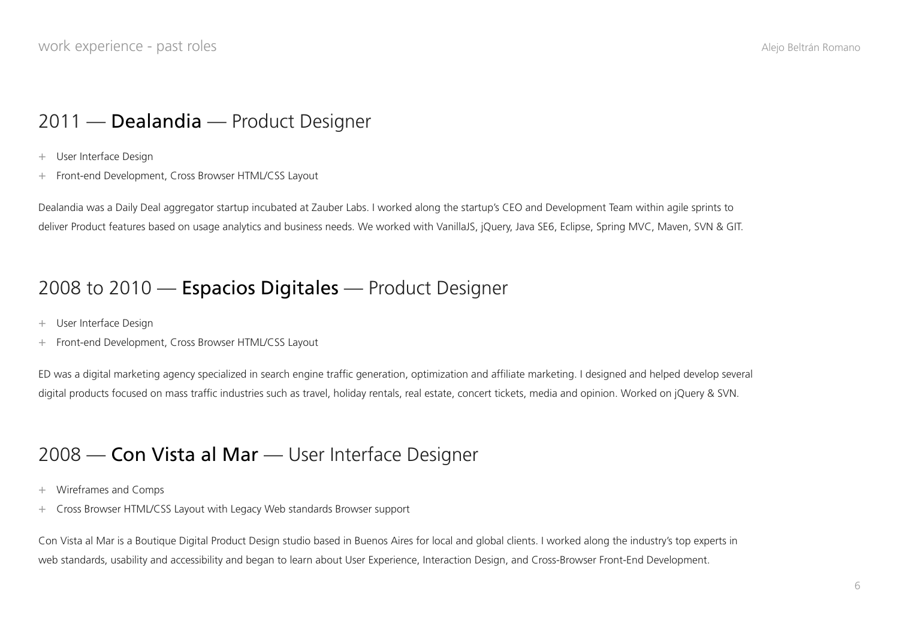## 2011 — **Dealandia** — Product Designer

+ User Interface Design
+ Front-end Development, Cross Browser HTML/CSS Layout

Dealandia was a Daily Deal aggregator startup incubated at Zauber Labs. I worked along the startup's CEO and Development Team within agile sprints to deliver Product features based on usage analytics and business needs. We worked with VanillaJS, jQuery, Java SE6, Eclipse, Spring MVC, Maven, SVN & GIT.

## 2008 to 2010 — **Espacios Digitales** — Product Designer

+ User Interface Design
+ Front-end Development, Cross Browser HTML/CSS Layout

ED was a digital marketing agency specialized in search engine traffic generation, optimization and affiliate marketing. I designed and helped develop several digital products focused on mass traffic industries such as travel, holiday rentals, real estate, concert tickets, media and opinion. Worked on jQuery & SVN.

## 2008 — **Con Vista al Mar** — User Interface Designer

+ Wireframes and Comps
+ Cross Browser HTML/CSS Layout with Legacy Web standards Browser support

Con Vista al Mar is a Boutique Digital Product Design studio based in Buenos Aires for local and global clients. I worked along the industry's top experts in web standards, usability and accessibility and began to learn about User Experience, Interaction Design, and Cross-Browser Front-End Development.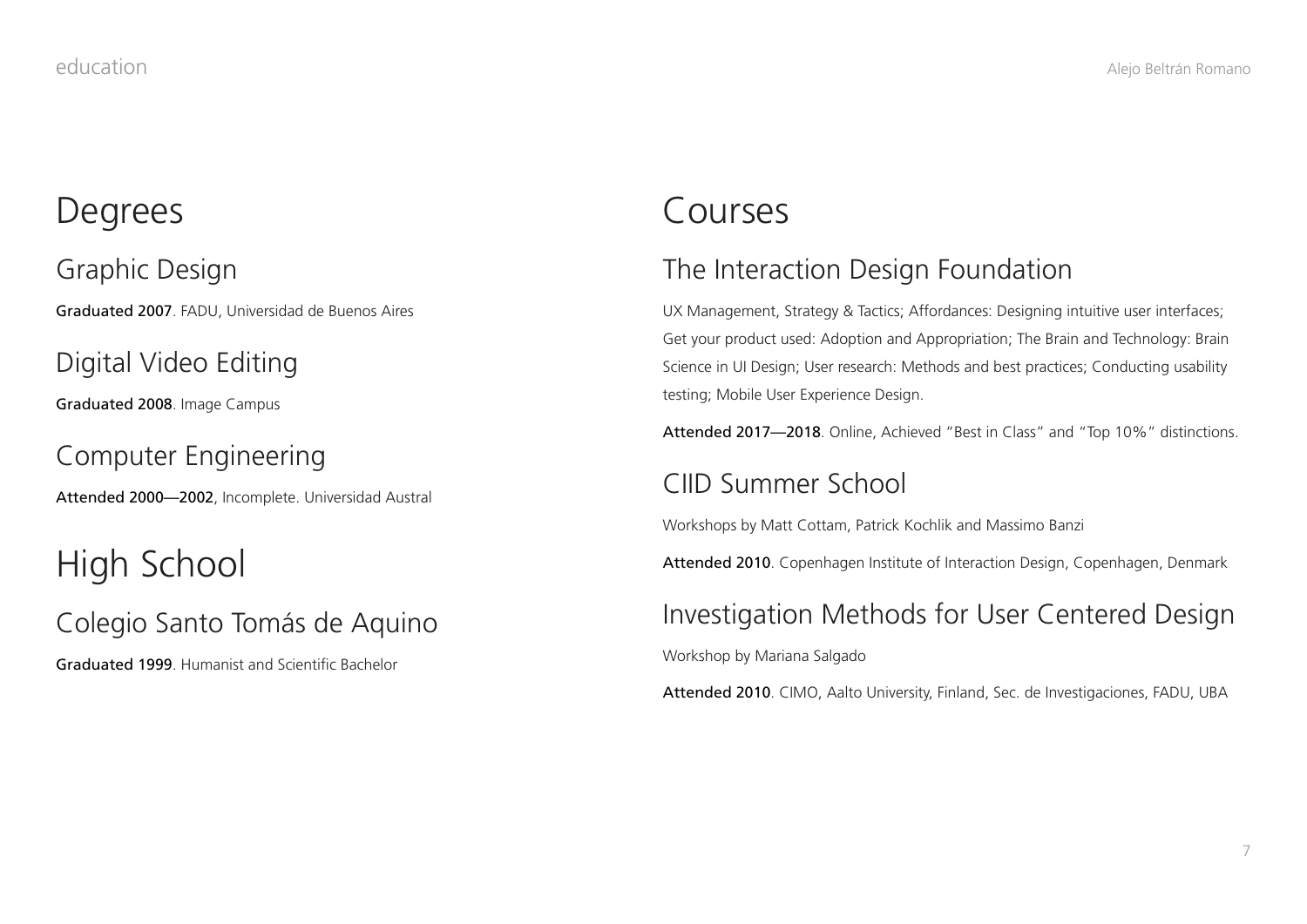# Degrees

## Graphic Design

**Graduated 2007**. FADU, Universidad de Buenos Aires

## Digital Video Editing

**Graduated 2008**. Image Campus

## Computer Engineering

**Attended 2000—2002**, Incomplete. Universidad Austral

# High School

## Colegio Santo Tomás de Aquino

**Graduated 1999**. Humanist and Scientific Bachelor

# Courses

## The Interaction Design Foundation

UX Management, Strategy & Tactics; Affordances: Designing intuitive user interfaces; Get your product used: Adoption and Appropriation; The Brain and Technology: Brain Science in UI Design; User research: Methods and best practices; Conducting usability testing; Mobile User Experience Design.

**Attended 2017—2018**. Online, Achieved "Best in Class" and "Top 10%" distinctions.

## CIID Summer School

Workshops by Matt Cottam, Patrick Kochlik and Massimo Banzi

**Attended 2010**. Copenhagen Institute of Interaction Design, Copenhagen, Denmark

## Investigation Methods for User Centered Design

Workshop by Mariana Salgado

**Attended 2010**. CIMO, Aalto University, Finland, Sec. de Investigaciones, FADU, UBA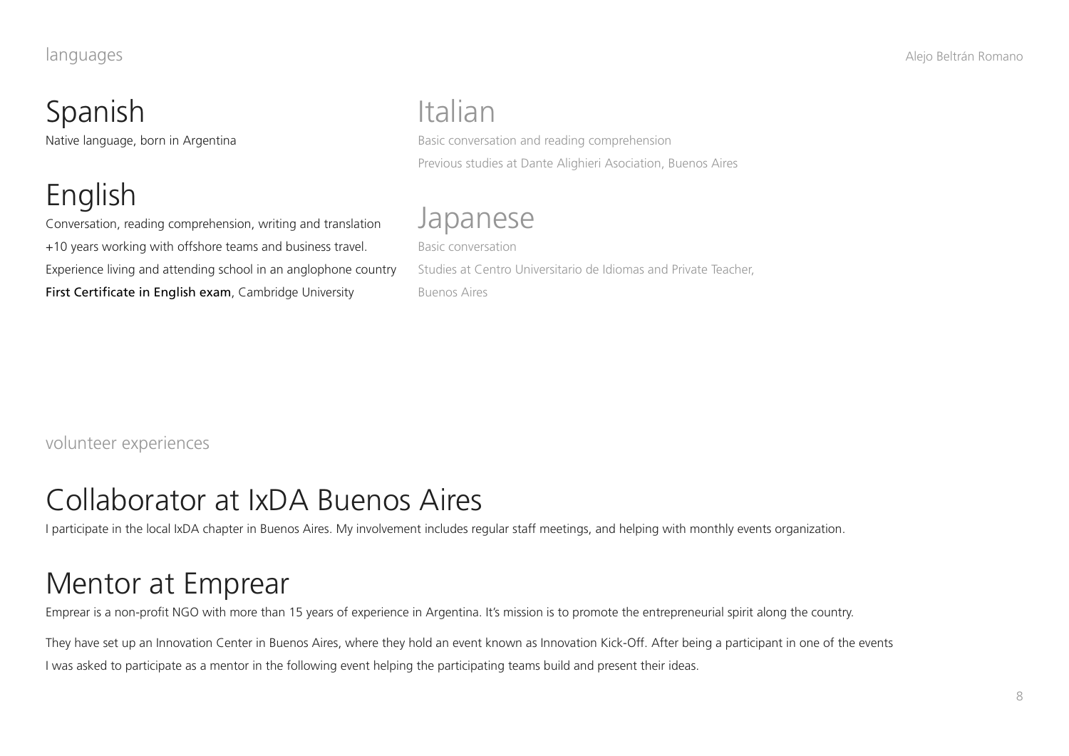## languages

### Spanish

Native language, born in Argentina

### English

Conversation, reading comprehension, writing and translation

+10 years working with offshore teams and business travel.

Experience living and attending school in an anglophone country

First Certificate in English exam, Cambridge University

### Italian

Basic conversation and reading comprehension

Previous studies at Dante Alighieri Asociation, Buenos Aires

### Japanese

Basic conversation

Studies at Centro Universitario de Idiomas and Private Teacher, Buenos Aires

## volunteer experiences

### Collaborator at IxDA Buenos Aires

I participate in the local IxDA chapter in Buenos Aires. My involvement includes regular staff meetings, and helping with monthly events organization.

### Mentor at Emprear

Emprear is a non-profit NGO with more than 15 years of experience in Argentina. It's mission is to promote the entrepreneurial spirit along the country.

They have set up an Innovation Center in Buenos Aires, where they hold an event known as Innovation Kick-Off. After being a participant in one of the events I was asked to participate as a mentor in the following event helping the participating teams build and present their ideas.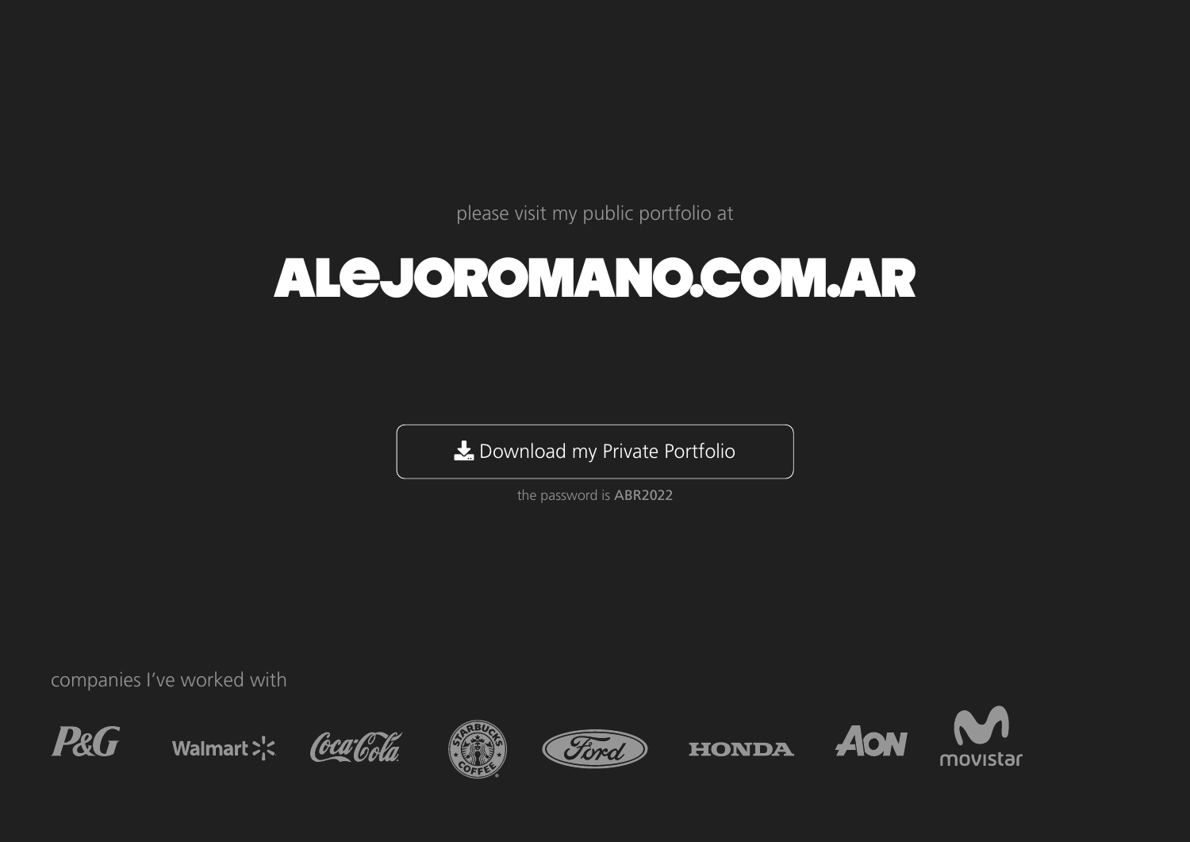please visit my public portfolio at

# ALEJOROMANO.COM.AR

Download my Private Portfolio

the password is ABR2022

companies I've worked with

P&G Walmart Coca-Cola Starbucks Coffee Ford HONDA AON movistar